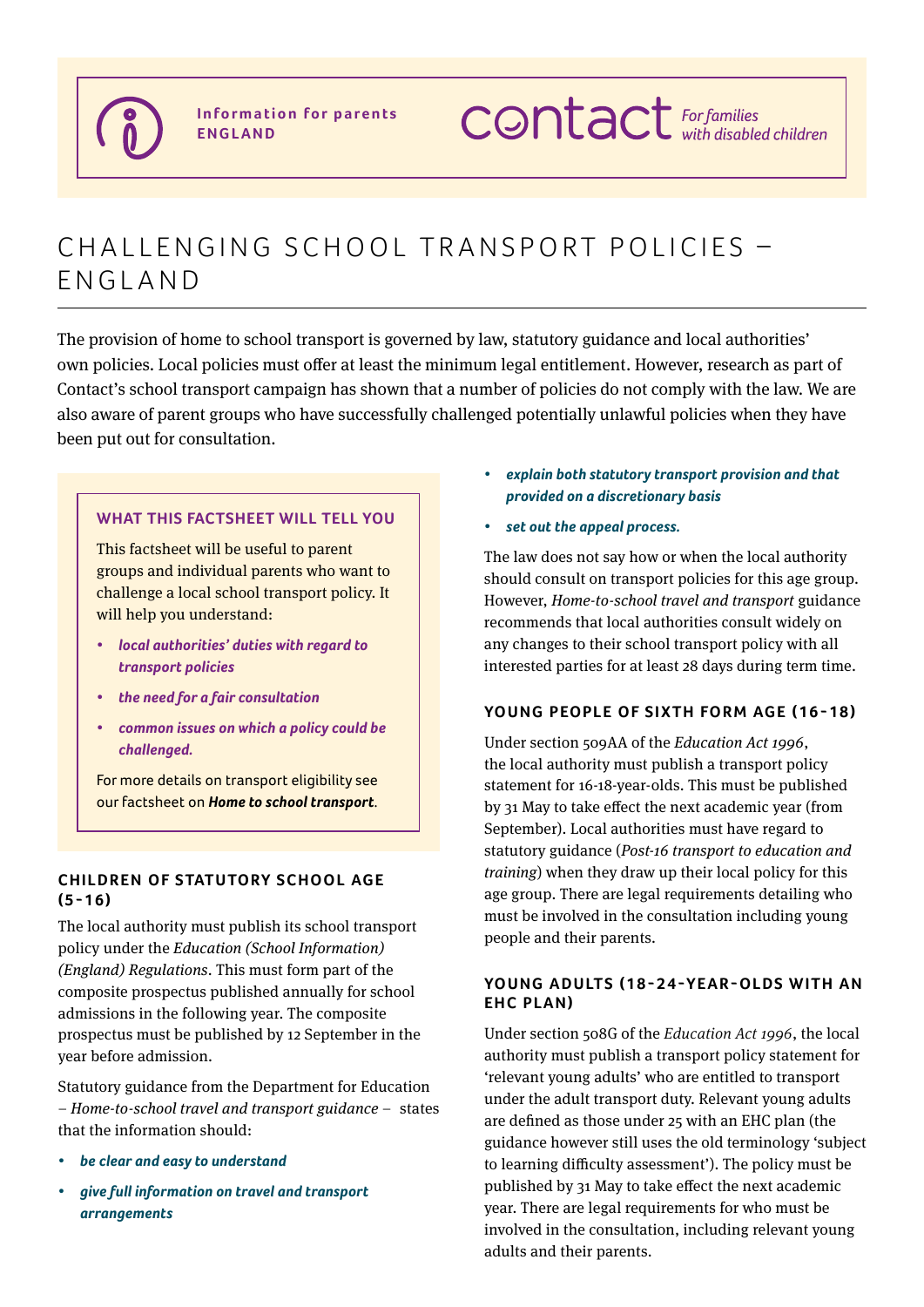Information for parents
ENGLAND

contact *For families with disabled children*

# CHALLENGING SCHOOL TRANSPORT POLICIES – ENGLAND

The provision of home to school transport is governed by law, statutory guidance and local authorities' own policies. Local policies must offer at least the minimum legal entitlement. However, research as part of Contact's school transport campaign has shown that a number of policies do not comply with the law. We are also aware of parent groups who have successfully challenged potentially unlawful policies when they have been put out for consultation.

### WHAT THIS FACTSHEET WILL TELL YOU

This factsheet will be useful to parent groups and individual parents who want to challenge a local school transport policy. It will help you understand:

- ***local authorities' duties with regard to transport policies***
- ***the need for a fair consultation***
- ***common issues on which a policy could be challenged.***

For more details on transport eligibility see our factsheet on ***Home to school transport***.

## CHILDREN OF STATUTORY SCHOOL AGE (5-16)

The local authority must publish its school transport policy under the *Education (School Information) (England) Regulations*. This must form part of the composite prospectus published annually for school admissions in the following year. The composite prospectus must be published by 12 September in the year before admission.

Statutory guidance from the Department for Education – *Home-to-school travel and transport guidance* – states that the information should:

- ***be clear and easy to understand***
- ***give full information on travel and transport arrangements***
- ***explain both statutory transport provision and that provided on a discretionary basis***
- ***set out the appeal process.***

The law does not say how or when the local authority should consult on transport policies for this age group. However, *Home-to-school travel and transport* guidance recommends that local authorities consult widely on any changes to their school transport policy with all interested parties for at least 28 days during term time.

## YOUNG PEOPLE OF SIXTH FORM AGE (16-18)

Under section 509AA of the *Education Act 1996*, the local authority must publish a transport policy statement for 16-18-year-olds. This must be published by 31 May to take effect the next academic year (from September). Local authorities must have regard to statutory guidance (*Post-16 transport to education and training*) when they draw up their local policy for this age group. There are legal requirements detailing who must be involved in the consultation including young people and their parents.

## YOUNG ADULTS (18-24-YEAR-OLDS WITH AN EHC PLAN)

Under section 508G of the *Education Act 1996*, the local authority must publish a transport policy statement for 'relevant young adults' who are entitled to transport under the adult transport duty. Relevant young adults are defined as those under 25 with an EHC plan (the guidance however still uses the old terminology 'subject to learning difficulty assessment'). The policy must be published by 31 May to take effect the next academic year. There are legal requirements for who must be involved in the consultation, including relevant young adults and their parents.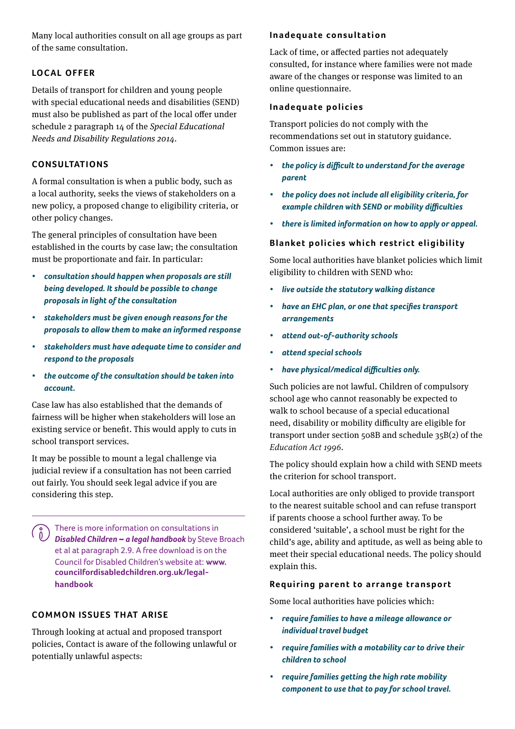Many local authorities consult on all age groups as part of the same consultation.

## LOCAL OFFER

Details of transport for children and young people with special educational needs and disabilities (SEND) must also be published as part of the local offer under schedule 2 paragraph 14 of the *Special Educational Needs and Disability Regulations 2014*.

## CONSULTATIONS

A formal consultation is when a public body, such as a local authority, seeks the views of stakeholders on a new policy, a proposed change to eligibility criteria, or other policy changes.

The general principles of consultation have been established in the courts by case law; the consultation must be proportionate and fair. In particular:

- ***consultation should happen when proposals are still being developed. It should be possible to change proposals in light of the consultation***
- ***stakeholders must be given enough reasons for the proposals to allow them to make an informed response***
- ***stakeholders must have adequate time to consider and respond to the proposals***
- ***the outcome of the consultation should be taken into account.***

Case law has also established that the demands of fairness will be higher when stakeholders will lose an existing service or benefit. This would apply to cuts in school transport services.

It may be possible to mount a legal challenge via judicial review if a consultation has not been carried out fairly. You should seek legal advice if you are considering this step.

There is more information on consultations in ***Disabled Children – a legal handbook*** by Steve Broach et al at paragraph 2.9. A free download is on the Council for Disabled Children's website at: **www.councilfordisabledchildren.org.uk/legal-handbook**

## COMMON ISSUES THAT ARISE

Through looking at actual and proposed transport policies, Contact is aware of the following unlawful or potentially unlawful aspects:

### Inadequate consultation

Lack of time, or affected parties not adequately consulted, for instance where families were not made aware of the changes or response was limited to an online questionnaire.

### Inadequate policies

Transport policies do not comply with the recommendations set out in statutory guidance. Common issues are:

- ***the policy is difficult to understand for the average parent***
- ***the policy does not include all eligibility criteria, for example children with SEND or mobility difficulties***
- ***there is limited information on how to apply or appeal.***

### Blanket policies which restrict eligibility

Some local authorities have blanket policies which limit eligibility to children with SEND who:

- ***live outside the statutory walking distance***
- ***have an EHC plan, or one that specifies transport arrangements***
- ***attend out-of-authority schools***
- ***attend special schools***
- ***have physical/medical difficulties only.***

Such policies are not lawful. Children of compulsory school age who cannot reasonably be expected to walk to school because of a special educational need, disability or mobility difficulty are eligible for transport under section 508B and schedule 35B(2) of the *Education Act 1996*.

The policy should explain how a child with SEND meets the criterion for school transport.

Local authorities are only obliged to provide transport to the nearest suitable school and can refuse transport if parents choose a school further away. To be considered 'suitable', a school must be right for the child's age, ability and aptitude, as well as being able to meet their special educational needs. The policy should explain this.

### Requiring parent to arrange transport

Some local authorities have policies which:

- ***require families to have a mileage allowance or individual travel budget***
- ***require families with a motability car to drive their children to school***
- ***require families getting the high rate mobility component to use that to pay for school travel.***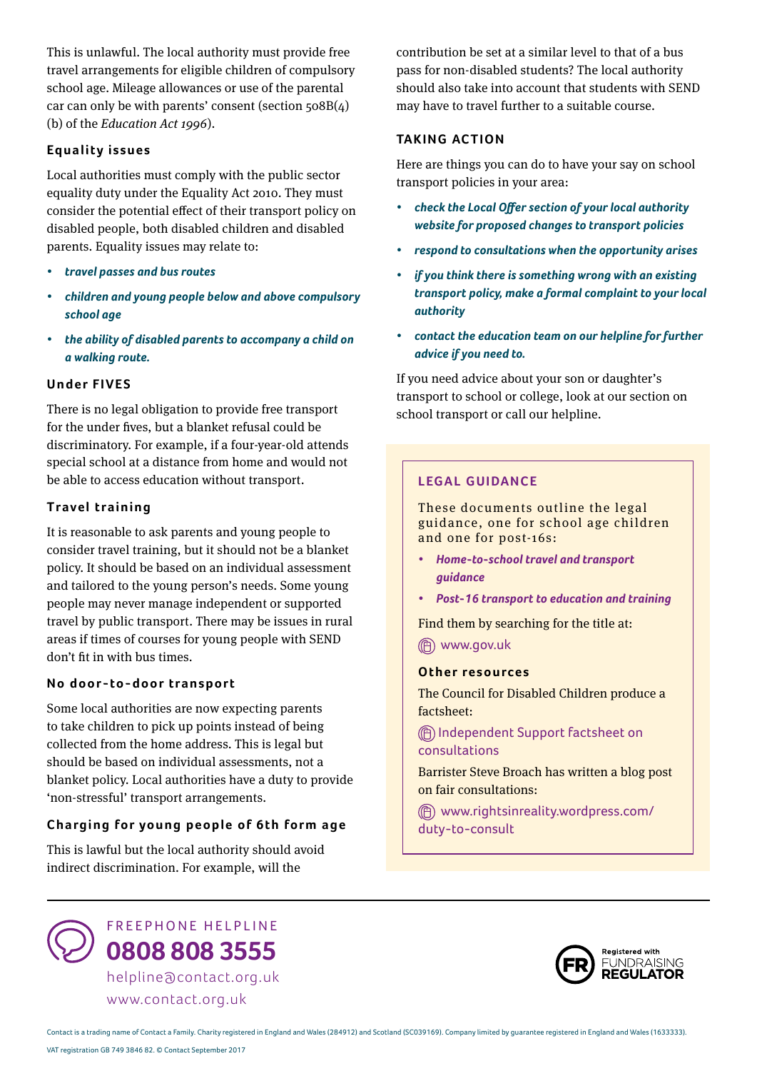This is unlawful. The local authority must provide free travel arrangements for eligible children of compulsory school age. Mileage allowances or use of the parental car can only be with parents' consent (section 508B(4) (b) of the *Education Act 1996*).

### Equality issues

Local authorities must comply with the public sector equality duty under the Equality Act 2010. They must consider the potential effect of their transport policy on disabled people, both disabled children and disabled parents. Equality issues may relate to:

- ***travel passes and bus routes***
- ***children and young people below and above compulsory school age***
- ***the ability of disabled parents to accompany a child on a walking route.***

### Under FIVES

There is no legal obligation to provide free transport for the under fives, but a blanket refusal could be discriminatory. For example, if a four-year-old attends special school at a distance from home and would not be able to access education without transport.

### Travel training

It is reasonable to ask parents and young people to consider travel training, but it should not be a blanket policy. It should be based on an individual assessment and tailored to the young person's needs. Some young people may never manage independent or supported travel by public transport. There may be issues in rural areas if times of courses for young people with SEND don't fit in with bus times.

### No door-to-door transport

Some local authorities are now expecting parents to take children to pick up points instead of being collected from the home address. This is legal but should be based on individual assessments, not a blanket policy. Local authorities have a duty to provide 'non-stressful' transport arrangements.

### Charging for young people of 6th form age

This is lawful but the local authority should avoid indirect discrimination. For example, will the contribution be set at a similar level to that of a bus pass for non-disabled students? The local authority should also take into account that students with SEND may have to travel further to a suitable course.

## TAKING ACTION

Here are things you can do to have your say on school transport policies in your area:

- ***check the Local Offer section of your local authority website for proposed changes to transport policies***
- ***respond to consultations when the opportunity arises***
- ***if you think there is something wrong with an existing transport policy, make a formal complaint to your local authority***
- ***contact the education team on our helpline for further advice if you need to.***

If you need advice about your son or daughter's transport to school or college, look at our section on school transport or call our helpline.

## LEGAL GUIDANCE

These documents outline the legal guidance, one for school age children and one for post-16s:

- ***Home-to-school travel and transport guidance***
- ***Post-16 transport to education and training***

Find them by searching for the title at:

www.gov.uk

### Other resources

The Council for Disabled Children produce a factsheet:

Independent Support factsheet on consultations

Barrister Steve Broach has written a blog post on fair consultations:

www.rightsinreality.wordpress.com/duty-to-consult

FREEPHONE HELPLINE
**0808 808 3555**
helpline@contact.org.uk
www.contact.org.uk

Registered with FUNDRAISING REGULATOR

Contact is a trading name of Contact a Family. Charity registered in England and Wales (284912) and Scotland (SC039169). Company limited by guarantee registered in England and Wales (1633333).

VAT registration GB 749 3846 82. © Contact September 2017